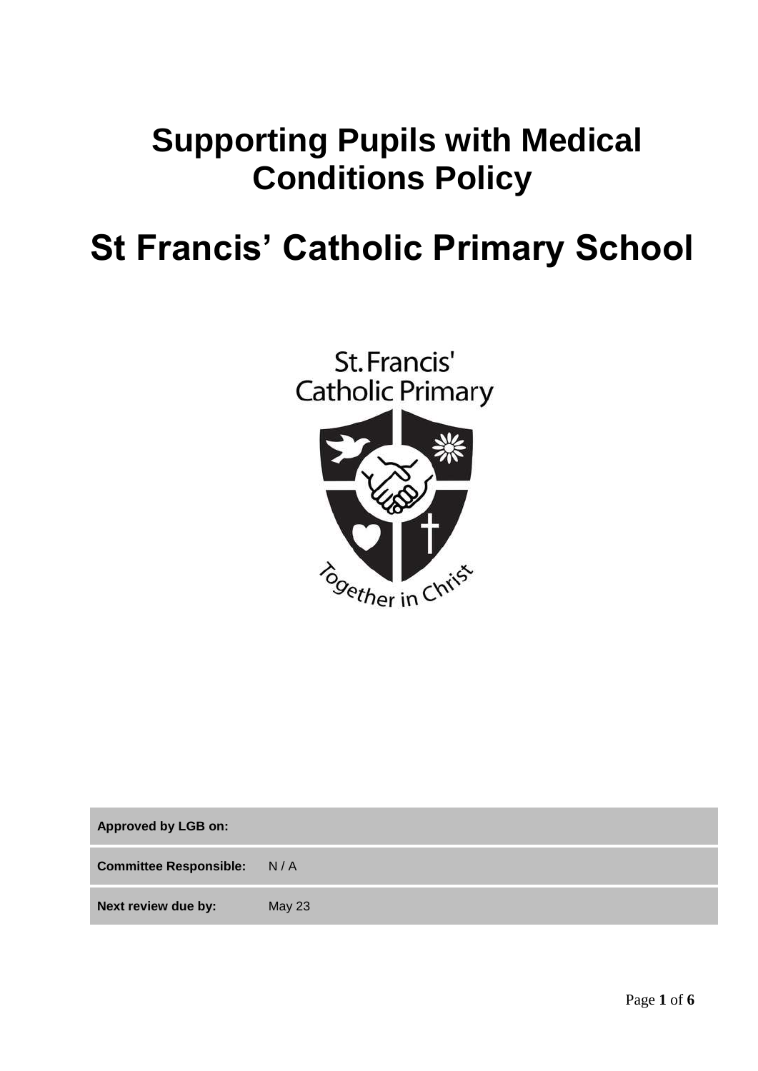# Supporting Pupils with Medical Conditions Policy

# St Francis' Catholic Primary School

| | |
|---|---|
| **Approved by LGB on:** | |
| **Committee Responsible:** | N / A |
| **Next review due by:** | May 23 |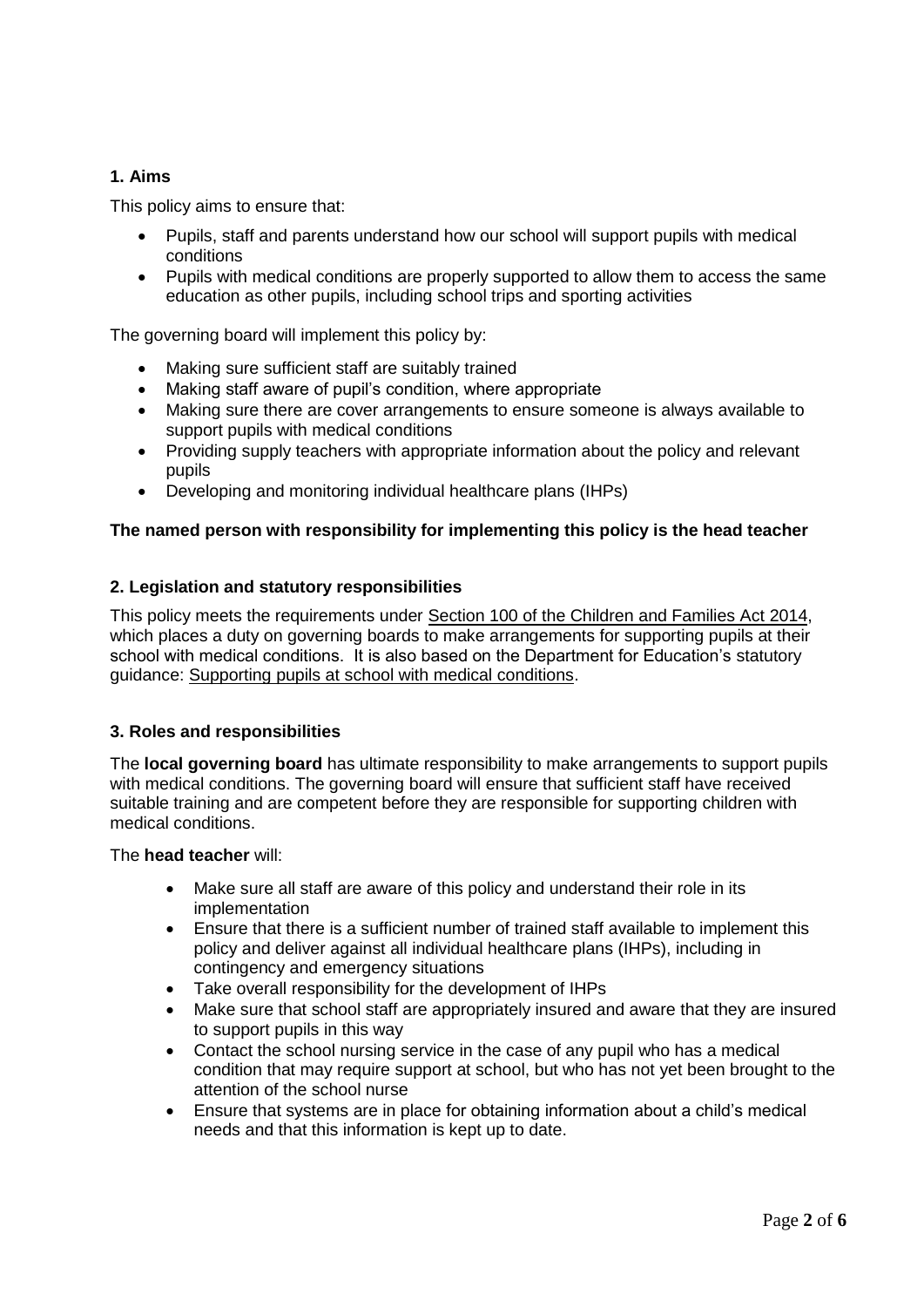## 1. Aims

This policy aims to ensure that:

- Pupils, staff and parents understand how our school will support pupils with medical conditions
- Pupils with medical conditions are properly supported to allow them to access the same education as other pupils, including school trips and sporting activities

The governing board will implement this policy by:

- Making sure sufficient staff are suitably trained
- Making staff aware of pupil's condition, where appropriate
- Making sure there are cover arrangements to ensure someone is always available to support pupils with medical conditions
- Providing supply teachers with appropriate information about the policy and relevant pupils
- Developing and monitoring individual healthcare plans (IHPs)

**The named person with responsibility for implementing this policy is the head teacher**

## 2. Legislation and statutory responsibilities

This policy meets the requirements under Section 100 of the Children and Families Act 2014, which places a duty on governing boards to make arrangements for supporting pupils at their school with medical conditions. It is also based on the Department for Education's statutory guidance: Supporting pupils at school with medical conditions.

## 3. Roles and responsibilities

The **local governing board** has ultimate responsibility to make arrangements to support pupils with medical conditions. The governing board will ensure that sufficient staff have received suitable training and are competent before they are responsible for supporting children with medical conditions.

The **head teacher** will:

- Make sure all staff are aware of this policy and understand their role in its implementation
- Ensure that there is a sufficient number of trained staff available to implement this policy and deliver against all individual healthcare plans (IHPs), including in contingency and emergency situations
- Take overall responsibility for the development of IHPs
- Make sure that school staff are appropriately insured and aware that they are insured to support pupils in this way
- Contact the school nursing service in the case of any pupil who has a medical condition that may require support at school, but who has not yet been brought to the attention of the school nurse
- Ensure that systems are in place for obtaining information about a child's medical needs and that this information is kept up to date.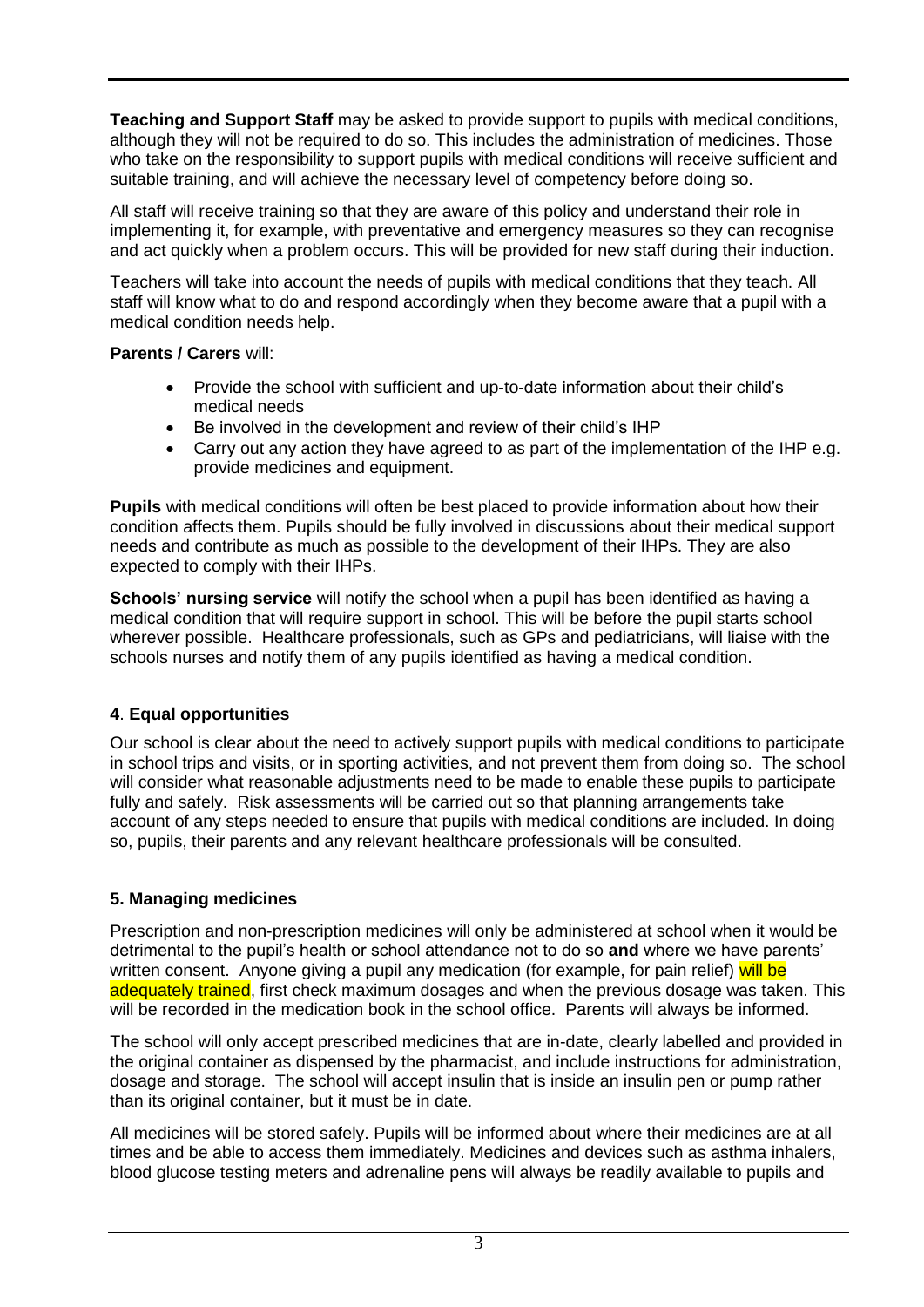**Teaching and Support Staff** may be asked to provide support to pupils with medical conditions, although they will not be required to do so. This includes the administration of medicines. Those who take on the responsibility to support pupils with medical conditions will receive sufficient and suitable training, and will achieve the necessary level of competency before doing so.

All staff will receive training so that they are aware of this policy and understand their role in implementing it, for example, with preventative and emergency measures so they can recognise and act quickly when a problem occurs. This will be provided for new staff during their induction.

Teachers will take into account the needs of pupils with medical conditions that they teach. All staff will know what to do and respond accordingly when they become aware that a pupil with a medical condition needs help.

**Parents / Carers** will:

- Provide the school with sufficient and up-to-date information about their child's medical needs
- Be involved in the development and review of their child's IHP
- Carry out any action they have agreed to as part of the implementation of the IHP e.g. provide medicines and equipment.

**Pupils** with medical conditions will often be best placed to provide information about how their condition affects them. Pupils should be fully involved in discussions about their medical support needs and contribute as much as possible to the development of their IHPs. They are also expected to comply with their IHPs.

**Schools' nursing service** will notify the school when a pupil has been identified as having a medical condition that will require support in school. This will be before the pupil starts school wherever possible. Healthcare professionals, such as GPs and pediatricians, will liaise with the schools nurses and notify them of any pupils identified as having a medical condition.

## 4. Equal opportunities

Our school is clear about the need to actively support pupils with medical conditions to participate in school trips and visits, or in sporting activities, and not prevent them from doing so. The school will consider what reasonable adjustments need to be made to enable these pupils to participate fully and safely. Risk assessments will be carried out so that planning arrangements take account of any steps needed to ensure that pupils with medical conditions are included. In doing so, pupils, their parents and any relevant healthcare professionals will be consulted.

## 5. Managing medicines

Prescription and non-prescription medicines will only be administered at school when it would be detrimental to the pupil's health or school attendance not to do so **and** where we have parents' written consent. Anyone giving a pupil any medication (for example, for pain relief) will be adequately trained, first check maximum dosages and when the previous dosage was taken. This will be recorded in the medication book in the school office. Parents will always be informed.

The school will only accept prescribed medicines that are in-date, clearly labelled and provided in the original container as dispensed by the pharmacist, and include instructions for administration, dosage and storage. The school will accept insulin that is inside an insulin pen or pump rather than its original container, but it must be in date.

All medicines will be stored safely. Pupils will be informed about where their medicines are at all times and be able to access them immediately. Medicines and devices such as asthma inhalers, blood glucose testing meters and adrenaline pens will always be readily available to pupils and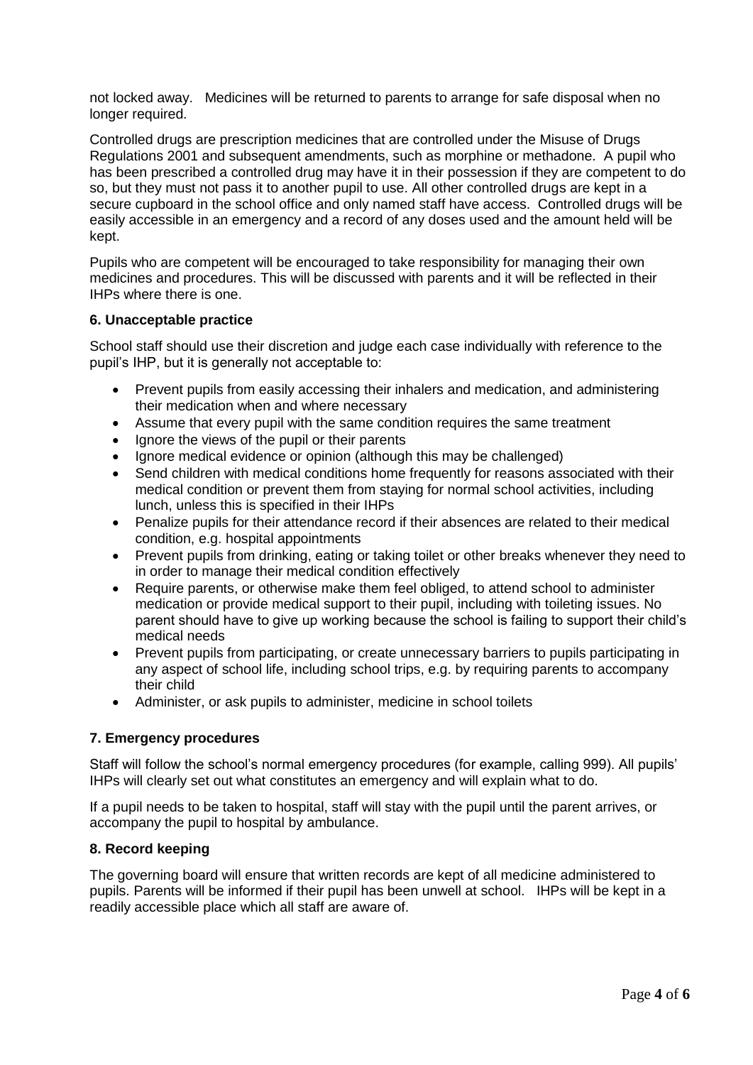not locked away. Medicines will be returned to parents to arrange for safe disposal when no longer required.

Controlled drugs are prescription medicines that are controlled under the Misuse of Drugs Regulations 2001 and subsequent amendments, such as morphine or methadone. A pupil who has been prescribed a controlled drug may have it in their possession if they are competent to do so, but they must not pass it to another pupil to use. All other controlled drugs are kept in a secure cupboard in the school office and only named staff have access. Controlled drugs will be easily accessible in an emergency and a record of any doses used and the amount held will be kept.

Pupils who are competent will be encouraged to take responsibility for managing their own medicines and procedures. This will be discussed with parents and it will be reflected in their IHPs where there is one.

**6. Unacceptable practice**

School staff should use their discretion and judge each case individually with reference to the pupil's IHP, but it is generally not acceptable to:

- Prevent pupils from easily accessing their inhalers and medication, and administering their medication when and where necessary
- Assume that every pupil with the same condition requires the same treatment
- Ignore the views of the pupil or their parents
- Ignore medical evidence or opinion (although this may be challenged)
- Send children with medical conditions home frequently for reasons associated with their medical condition or prevent them from staying for normal school activities, including lunch, unless this is specified in their IHPs
- Penalize pupils for their attendance record if their absences are related to their medical condition, e.g. hospital appointments
- Prevent pupils from drinking, eating or taking toilet or other breaks whenever they need to in order to manage their medical condition effectively
- Require parents, or otherwise make them feel obliged, to attend school to administer medication or provide medical support to their pupil, including with toileting issues. No parent should have to give up working because the school is failing to support their child's medical needs
- Prevent pupils from participating, or create unnecessary barriers to pupils participating in any aspect of school life, including school trips, e.g. by requiring parents to accompany their child
- Administer, or ask pupils to administer, medicine in school toilets

**7. Emergency procedures**

Staff will follow the school's normal emergency procedures (for example, calling 999). All pupils' IHPs will clearly set out what constitutes an emergency and will explain what to do.

If a pupil needs to be taken to hospital, staff will stay with the pupil until the parent arrives, or accompany the pupil to hospital by ambulance.

**8. Record keeping**

The governing board will ensure that written records are kept of all medicine administered to pupils. Parents will be informed if their pupil has been unwell at school. IHPs will be kept in a readily accessible place which all staff are aware of.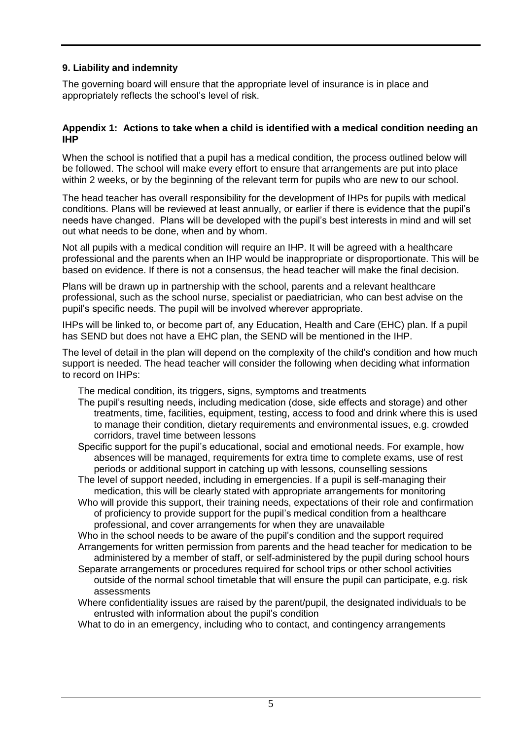### 9. Liability and indemnity

The governing board will ensure that the appropriate level of insurance is in place and appropriately reflects the school's level of risk.

### Appendix 1: Actions to take when a child is identified with a medical condition needing an IHP

When the school is notified that a pupil has a medical condition, the process outlined below will be followed. The school will make every effort to ensure that arrangements are put into place within 2 weeks, or by the beginning of the relevant term for pupils who are new to our school.

The head teacher has overall responsibility for the development of IHPs for pupils with medical conditions. Plans will be reviewed at least annually, or earlier if there is evidence that the pupil's needs have changed. Plans will be developed with the pupil's best interests in mind and will set out what needs to be done, when and by whom.

Not all pupils with a medical condition will require an IHP. It will be agreed with a healthcare professional and the parents when an IHP would be inappropriate or disproportionate. This will be based on evidence. If there is not a consensus, the head teacher will make the final decision.

Plans will be drawn up in partnership with the school, parents and a relevant healthcare professional, such as the school nurse, specialist or paediatrician, who can best advise on the pupil's specific needs. The pupil will be involved wherever appropriate.

IHPs will be linked to, or become part of, any Education, Health and Care (EHC) plan. If a pupil has SEND but does not have a EHC plan, the SEND will be mentioned in the IHP.

The level of detail in the plan will depend on the complexity of the child's condition and how much support is needed. The head teacher will consider the following when deciding what information to record on IHPs:

- The medical condition, its triggers, signs, symptoms and treatments
- The pupil's resulting needs, including medication (dose, side effects and storage) and other treatments, time, facilities, equipment, testing, access to food and drink where this is used to manage their condition, dietary requirements and environmental issues, e.g. crowded corridors, travel time between lessons
- Specific support for the pupil's educational, social and emotional needs. For example, how absences will be managed, requirements for extra time to complete exams, use of rest periods or additional support in catching up with lessons, counselling sessions
- The level of support needed, including in emergencies. If a pupil is self-managing their medication, this will be clearly stated with appropriate arrangements for monitoring
- Who will provide this support, their training needs, expectations of their role and confirmation of proficiency to provide support for the pupil's medical condition from a healthcare professional, and cover arrangements for when they are unavailable
- Who in the school needs to be aware of the pupil's condition and the support required
- Arrangements for written permission from parents and the head teacher for medication to be administered by a member of staff, or self-administered by the pupil during school hours
- Separate arrangements or procedures required for school trips or other school activities outside of the normal school timetable that will ensure the pupil can participate, e.g. risk assessments
- Where confidentiality issues are raised by the parent/pupil, the designated individuals to be entrusted with information about the pupil's condition
- What to do in an emergency, including who to contact, and contingency arrangements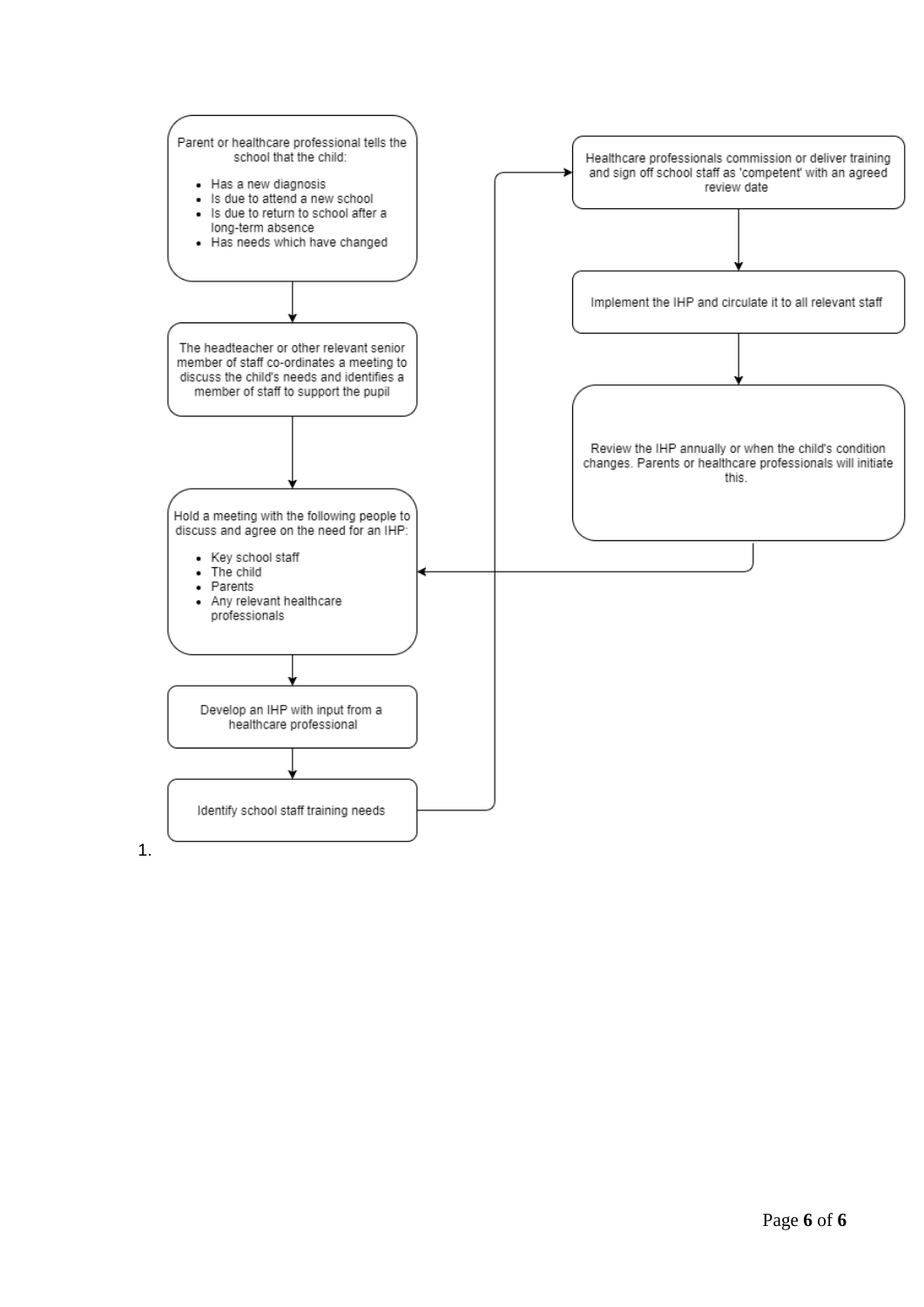Parent or healthcare professional tells the school that the child:

- Has a new diagnosis
- Is due to attend a new school
- Is due to return to school after a long-term absence
- Has needs which have changed

The headteacher or other relevant senior member of staff co-ordinates a meeting to discuss the child's needs and identifies a member of staff to support the pupil

Hold a meeting with the following people to discuss and agree on the need for an IHP:

- Key school staff
- The child
- Parents
- Any relevant healthcare professionals

Develop an IHP with input from a healthcare professional

Identify school staff training needs

Healthcare professionals commission or deliver training and sign off school staff as 'competent' with an agreed review date

Implement the IHP and circulate it to all relevant staff

Review the IHP annually or when the child's condition changes. Parents or healthcare professionals will initiate this.

1.